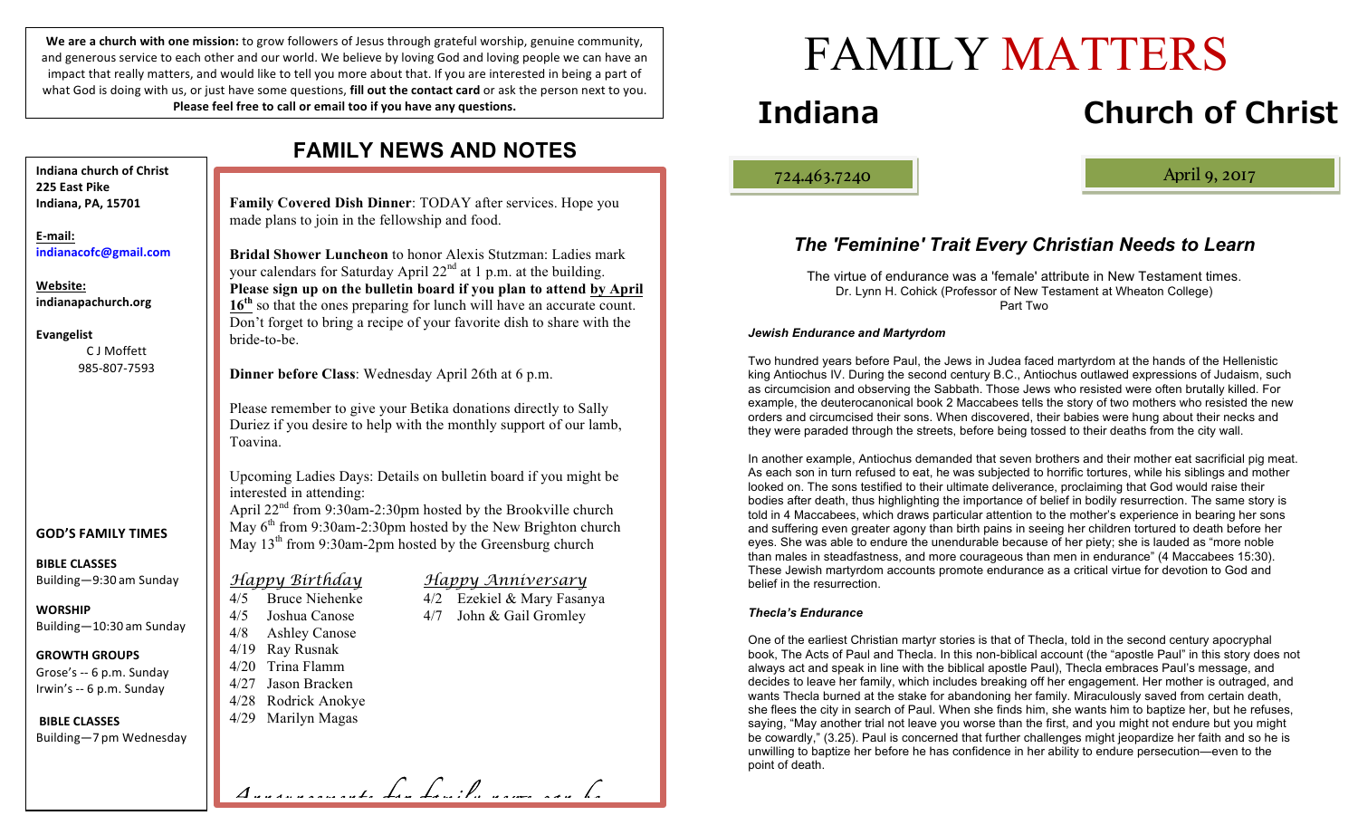**We are a church with one mission:** to grow followers of Jesus through grateful worship, genuine community, and generous service to each other and our world. We believe by loving God and loving people we can have an impact that really matters, and would like to tell you more about that. If you are interested in being a part of what God is doing with us, or just have some questions, **fill out the contact card** or ask the person next to you. **Please feel free to call or email too if you have any questions.**

**Indiana church of Christ**
**225 East Pike**
**Indiana, PA, 15701**

**E-mail:**
**indianacofc@gmail.com**

**Website:**
**indianapachurch.org**

**Evangelist**
C J Moffett
985-807-7593

**GOD'S FAMILY TIMES**

**BIBLE CLASSES**
Building—9:30 am Sunday

**WORSHIP**
Building—10:30 am Sunday

**GROWTH GROUPS**
Grose's -- 6 p.m. Sunday
Irwin's -- 6 p.m. Sunday

**BIBLE CLASSES**
Building—7 pm Wednesday

## FAMILY NEWS AND NOTES

**Family Covered Dish Dinner**: TODAY after services. Hope you made plans to join in the fellowship and food.

**Bridal Shower Luncheon** to honor Alexis Stutzman: Ladies mark your calendars for Saturday April 22nd at 1 p.m. at the building. **Please sign up on the bulletin board if you plan to attend by April 16th** so that the ones preparing for lunch will have an accurate count. Don't forget to bring a recipe of your favorite dish to share with the bride-to-be.

**Dinner before Class**: Wednesday April 26th at 6 p.m.

Please remember to give your Betika donations directly to Sally Duriez if you desire to help with the monthly support of our lamb, Toavina.

Upcoming Ladies Days: Details on bulletin board if you might be interested in attending:
April 22nd from 9:30am-2:30pm hosted by the Brookville church
May 6th from 9:30am-2:30pm hosted by the New Brighton church
May 13th from 9:30am-2pm hosted by the Greensburg church

*Happy Birthday*

4/5 Bruce Niehenke
4/5 Joshua Canose
4/8 Ashley Canose
4/19 Ray Rusnak
4/20 Trina Flamm
4/27 Jason Bracken
4/28 Rodrick Anokye
4/29 Marilyn Magas

*Happy Anniversary*

4/2 Ezekiel & Mary Fasanya
4/7 John & Gail Gromley

*Announcements for family news can be*

# FAMILY MATTERS

# Indiana Church of Christ

724.463.7240

April 9, 2017

## *The 'Feminine' Trait Every Christian Needs to Learn*

The virtue of endurance was a 'female' attribute in New Testament times.
Dr. Lynn H. Cohick (Professor of New Testament at Wheaton College)
Part Two

#### *Jewish Endurance and Martyrdom*

Two hundred years before Paul, the Jews in Judea faced martyrdom at the hands of the Hellenistic king Antiochus IV. During the second century B.C., Antiochus outlawed expressions of Judaism, such as circumcision and observing the Sabbath. Those Jews who resisted were often brutally killed. For example, the deuterocanonical book 2 Maccabees tells the story of two mothers who resisted the new orders and circumcised their sons. When discovered, their babies were hung about their necks and they were paraded through the streets, before being tossed to their deaths from the city wall.

In another example, Antiochus demanded that seven brothers and their mother eat sacrificial pig meat. As each son in turn refused to eat, he was subjected to horrific tortures, while his siblings and mother looked on. The sons testified to their ultimate deliverance, proclaiming that God would raise their bodies after death, thus highlighting the importance of belief in bodily resurrection. The same story is told in 4 Maccabees, which draws particular attention to the mother's experience in bearing her sons and suffering even greater agony than birth pains in seeing her children tortured to death before her eyes. She was able to endure the unendurable because of her piety; she is lauded as "more noble than males in steadfastness, and more courageous than men in endurance" (4 Maccabees 15:30). These Jewish martyrdom accounts promote endurance as a critical virtue for devotion to God and belief in the resurrection.

#### *Thecla's Endurance*

One of the earliest Christian martyr stories is that of Thecla, told in the second century apocryphal book, The Acts of Paul and Thecla. In this non-biblical account (the "apostle Paul" in this story does not always act and speak in line with the biblical apostle Paul), Thecla embraces Paul's message, and decides to leave her family, which includes breaking off her engagement. Her mother is outraged, and wants Thecla burned at the stake for abandoning her family. Miraculously saved from certain death, she flees the city in search of Paul. When she finds him, she wants him to baptize her, but he refuses, saying, "May another trial not leave you worse than the first, and you might not endure but you might be cowardly," (3.25). Paul is concerned that further challenges might jeopardize her faith and so he is unwilling to baptize her before he has confidence in her ability to endure persecution—even to the point of death.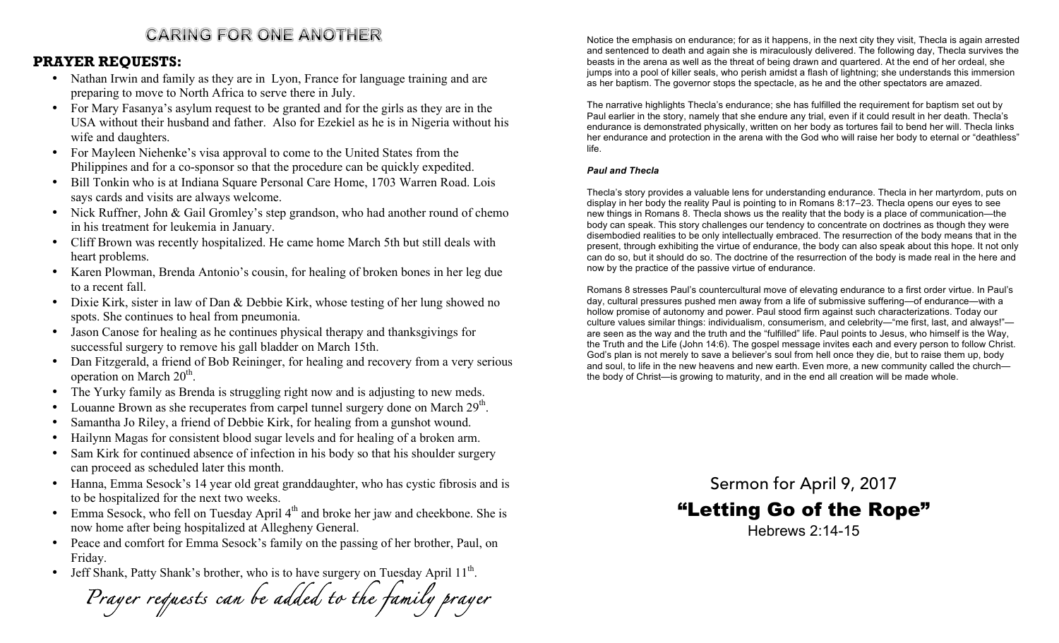## CARING FOR ONE ANOTHER

### PRAYER REQUESTS:

- Nathan Irwin and family as they are in Lyon, France for language training and are preparing to move to North Africa to serve there in July.
- For Mary Fasanya's asylum request to be granted and for the girls as they are in the USA without their husband and father. Also for Ezekiel as he is in Nigeria without his wife and daughters.
- For Mayleen Niehenke's visa approval to come to the United States from the Philippines and for a co-sponsor so that the procedure can be quickly expedited.
- Bill Tonkin who is at Indiana Square Personal Care Home, 1703 Warren Road. Lois says cards and visits are always welcome.
- Nick Ruffner, John & Gail Gromley's step grandson, who had another round of chemo in his treatment for leukemia in January.
- Cliff Brown was recently hospitalized. He came home March 5th but still deals with heart problems.
- Karen Plowman, Brenda Antonio's cousin, for healing of broken bones in her leg due to a recent fall.
- Dixie Kirk, sister in law of Dan & Debbie Kirk, whose testing of her lung showed no spots. She continues to heal from pneumonia.
- Jason Canose for healing as he continues physical therapy and thanksgivings for successful surgery to remove his gall bladder on March 15th.
- Dan Fitzgerald, a friend of Bob Reininger, for healing and recovery from a very serious operation on March 20th.
- The Yurky family as Brenda is struggling right now and is adjusting to new meds.
- Louanne Brown as she recuperates from carpel tunnel surgery done on March 29th.
- Samantha Jo Riley, a friend of Debbie Kirk, for healing from a gunshot wound.
- Hailynn Magas for consistent blood sugar levels and for healing of a broken arm.
- Sam Kirk for continued absence of infection in his body so that his shoulder surgery can proceed as scheduled later this month.
- Hanna, Emma Sesock's 14 year old great granddaughter, who has cystic fibrosis and is to be hospitalized for the next two weeks.
- Emma Sesock, who fell on Tuesday April 4th and broke her jaw and cheekbone. She is now home after being hospitalized at Allegheny General.
- Peace and comfort for Emma Sesock's family on the passing of her brother, Paul, on Friday.
- Jeff Shank, Patty Shank's brother, who is to have surgery on Tuesday April 11th.

*Prayer requests can be added to the family prayer*

Notice the emphasis on endurance; for as it happens, in the next city they visit, Thecla is again arrested and sentenced to death and again she is miraculously delivered. The following day, Thecla survives the beasts in the arena as well as the threat of being drawn and quartered. At the end of her ordeal, she jumps into a pool of killer seals, who perish amidst a flash of lightning; she understands this immersion as her baptism. The governor stops the spectacle, as he and the other spectators are amazed.

The narrative highlights Thecla's endurance; she has fulfilled the requirement for baptism set out by Paul earlier in the story, namely that she endure any trial, even if it could result in her death. Thecla's endurance is demonstrated physically, written on her body as tortures fail to bend her will. Thecla links her endurance and protection in the arena with the God who will raise her body to eternal or "deathless" life.

***Paul and Thecla***

Thecla's story provides a valuable lens for understanding endurance. Thecla in her martyrdom, puts on display in her body the reality Paul is pointing to in Romans 8:17–23. Thecla opens our eyes to see new things in Romans 8. Thecla shows us the reality that the body is a place of communication—the body can speak. This story challenges our tendency to concentrate on doctrines as though they were disembodied realities to be only intellectually embraced. The resurrection of the body means that in the present, through exhibiting the virtue of endurance, the body can also speak about this hope. It not only can do so, but it should do so. The doctrine of the resurrection of the body is made real in the here and now by the practice of the passive virtue of endurance.

Romans 8 stresses Paul's countercultural move of elevating endurance to a first order virtue. In Paul's day, cultural pressures pushed men away from a life of submissive suffering—of endurance—with a hollow promise of autonomy and power. Paul stood firm against such characterizations. Today our culture values similar things: individualism, consumerism, and celebrity—"me first, last, and always!"—are seen as the way and the truth and the "fulfilled" life. Paul points to Jesus, who himself is the Way, the Truth and the Life (John 14:6). The gospel message invites each and every person to follow Christ. God's plan is not merely to save a believer's soul from hell once they die, but to raise them up, body and soul, to life in the new heavens and new earth. Even more, a new community called the church—the body of Christ—is growing to maturity, and in the end all creation will be made whole.

Sermon for April 9, 2017

# "Letting Go of the Rope"

Hebrews 2:14-15